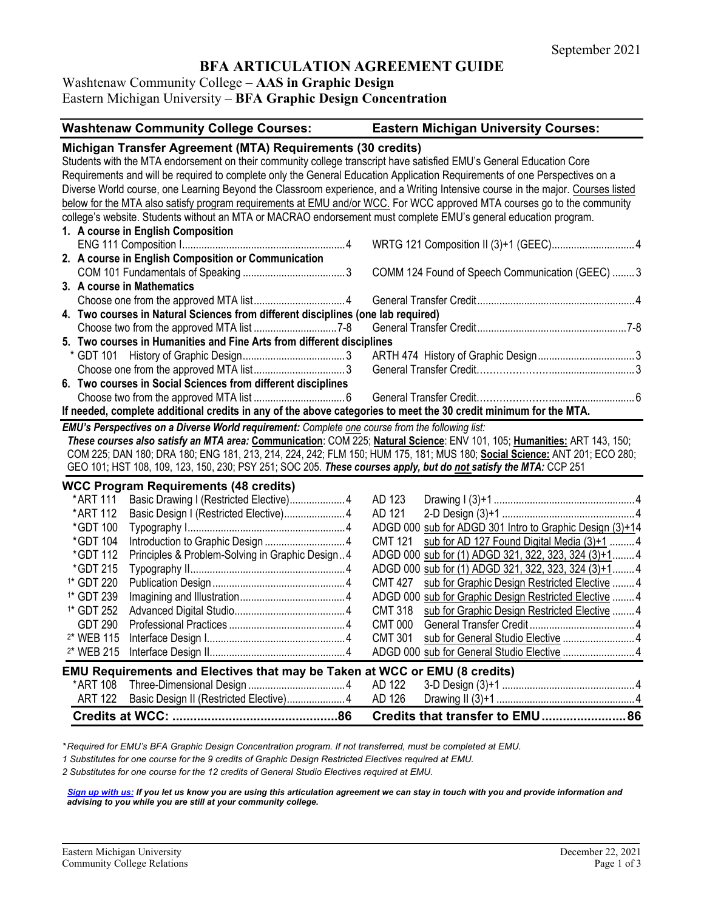September 2021

# BFA ARTICULATION AGREEMENT GUIDE

Washtenaw Community College – **AAS in Graphic Design**
Eastern Michigan University – **BFA Graphic Design Concentration**

| Washtenaw Community College Courses: | | Eastern Michigan University Courses: |
|---|---|---|

## Michigan Transfer Agreement (MTA) Requirements (30 credits)

Students with the MTA endorsement on their community college transcript have satisfied EMU's General Education Core Requirements and will be required to complete only the General Education Application Requirements of one Perspectives on a Diverse World course, one Learning Beyond the Classroom experience, and a Writing Intensive course in the major. Courses listed below for the MTA also satisfy program requirements at EMU and/or WCC. For WCC approved MTA courses go to the community college's website. Students without an MTA or MACRAO endorsement must complete EMU's general education program.

| Washtenaw Community College Courses | Credits | Eastern Michigan University Courses | Credits |
|---|---|---|---|
| **1. A course in English Composition** | | | |
| ENG 111 Composition I | 4 | WRTG 121 Composition II (3)+1 (GEEC) | 4 |
| **2. A course in English Composition or Communication** | | | |
| COM 101 Fundamentals of Speaking | 3 | COMM 124 Found of Speech Communication (GEEC) | 3 |
| **3. A course in Mathematics** | | | |
| Choose one from the approved MTA list | 4 | General Transfer Credit | 4 |
| **4. Two courses in Natural Sciences from different disciplines (one lab required)** | | | |
| Choose two from the approved MTA list | 7-8 | General Transfer Credit | 7-8 |
| **5. Two courses in Humanities and Fine Arts from different disciplines** | | | |
| * GDT 101 History of Graphic Design | 3 | ARTH 474 History of Graphic Design | 3 |
| Choose one from the approved MTA list | 3 | General Transfer Credit | 3 |
| **6. Two courses in Social Sciences from different disciplines** | | | |
| Choose two from the approved MTA list | 6 | General Transfer Credit | 6 |

**If needed, complete additional credits in any of the above categories to meet the 30 credit minimum for the MTA.**

***EMU's Perspectives on a Diverse World requirement:*** *Complete one course from the following list:*
***These courses also satisfy an MTA area:*** **Communication**: COM 225; **Natural Science**: ENV 101, 105; **Humanities:** ART 143, 150; COM 225; DAN 180; DRA 180; ENG 181, 213, 214, 224, 242; FLM 150; HUM 175, 181; MUS 180; **Social Science:** ANT 201; ECO 280; GEO 101; HST 108, 109, 123, 150, 230; PSY 251; SOC 205. ***These courses apply, but do not satisfy the MTA:*** CCP 251

## WCC Program Requirements (48 credits)

| WCC Course | Title | Credits | EMU Course | Title | Credits |
|---|---|---|---|---|---|
| *ART 111 | Basic Drawing I (Restricted Elective) | 4 | AD 123 | Drawing I (3)+1 | 4 |
| *ART 112 | Basic Design I (Restricted Elective) | 4 | AD 121 | 2-D Design (3)+1 | 4 |
| *GDT 100 | Typography I | 4 | ADGD 000 | sub for ADGD 301 Intro to Graphic Design (3)+1 | 4 |
| *GDT 104 | Introduction to Graphic Design | 4 | CMT 121 | sub for AD 127 Found Digital Media (3)+1 | 4 |
| *GDT 112 | Principles & Problem-Solving in Graphic Design | 4 | ADGD 000 | sub for (1) ADGD 321, 322, 323, 324 (3)+1 | 4 |
| *GDT 215 | Typography II | 4 | ADGD 000 | sub for (1) ADGD 321, 322, 323, 324 (3)+1 | 4 |
| 1* GDT 220 | Publication Design | 4 | CMT 427 | sub for Graphic Design Restricted Elective | 4 |
| 1* GDT 239 | Imagining and Illustration | 4 | ADGD 000 | sub for Graphic Design Restricted Elective | 4 |
| 1* GDT 252 | Advanced Digital Studio | 4 | CMT 318 | sub for Graphic Design Restricted Elective | 4 |
| GDT 290 | Professional Practices | 4 | CMT 000 | General Transfer Credit | 4 |
| 2* WEB 115 | Interface Design I | 4 | CMT 301 | sub for General Studio Elective | 4 |
| 2* WEB 215 | Interface Design II | 4 | ADGD 000 | sub for General Studio Elective | 4 |

## EMU Requirements and Electives that may be Taken at WCC or EMU (8 credits)

| WCC Course | Title | Credits | EMU Course | Title | Credits |
|---|---|---|---|---|---|
| *ART 108 | Three-Dimensional Design | 4 | AD 122 | 3-D Design (3)+1 | 4 |
| ART 122 | Basic Design II (Restricted Elective) | 4 | AD 126 | Drawing II (3)+1 | 4 |
| **Credits at WCC:** | | **86** | **Credits that transfer to EMU** | | **86** |

*\*Required for EMU's BFA Graphic Design Concentration program. If not transferred, must be completed at EMU.*

*1 Substitutes for one course for the 9 credits of Graphic Design Restricted Electives required at EMU.*

*2 Substitutes for one course for the 12 credits of General Studio Electives required at EMU.*

***Sign up with us:** If you let us know you are using this articulation agreement we can stay in touch with you and provide information and advising to you while you are still at your community college.*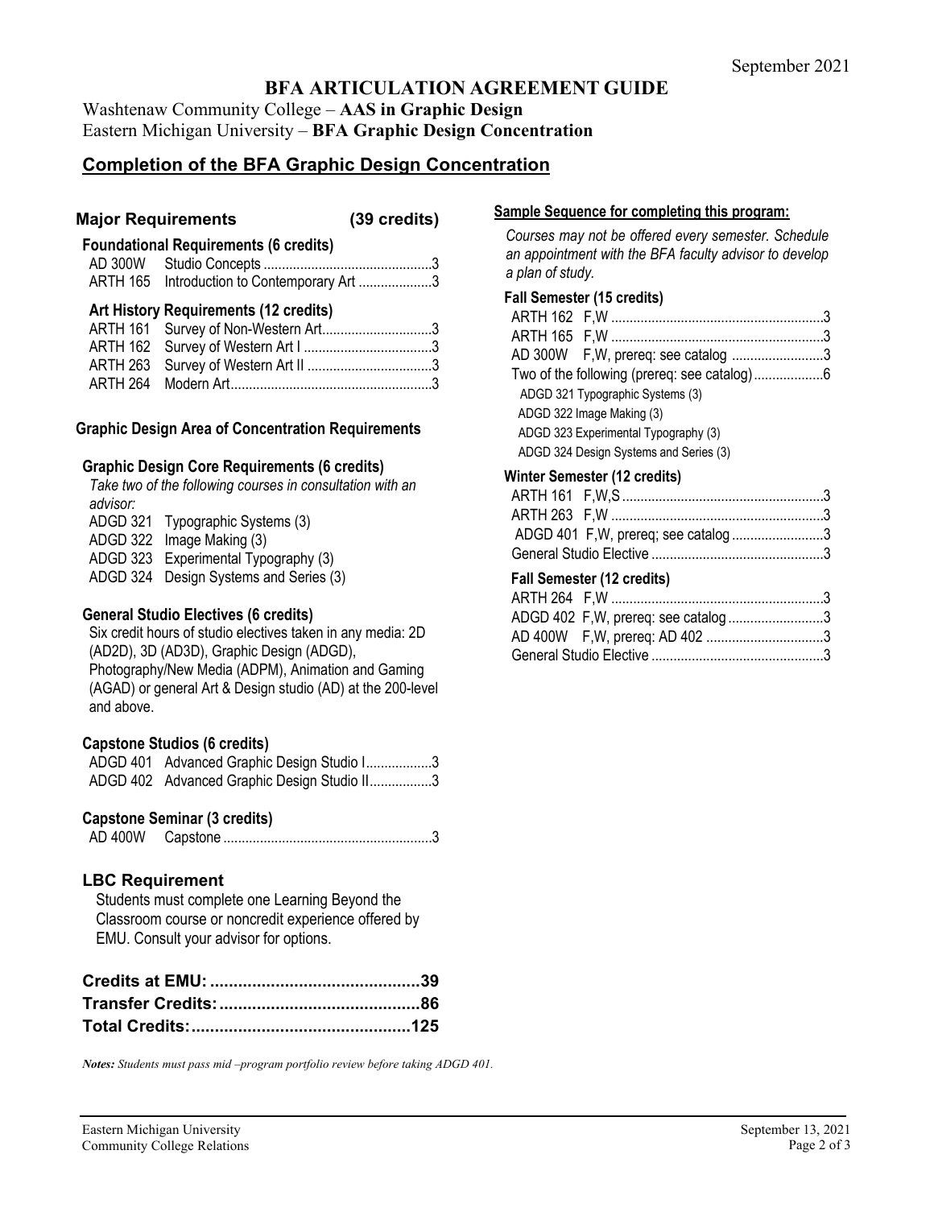September 2021

# BFA ARTICULATION AGREEMENT GUIDE

Washtenaw Community College – **AAS in Graphic Design**
Eastern Michigan University – **BFA Graphic Design Concentration**

## Completion of the BFA Graphic Design Concentration

### Major Requirements (39 credits)

**Foundational Requirements (6 credits)**

| | | |
|---|---|---|
| AD 300W | Studio Concepts | 3 |
| ARTH 165 | Introduction to Contemporary Art | 3 |

**Art History Requirements (12 credits)**

| | | |
|---|---|---|
| ARTH 161 | Survey of Non-Western Art | 3 |
| ARTH 162 | Survey of Western Art I | 3 |
| ARTH 263 | Survey of Western Art II | 3 |
| ARTH 264 | Modern Art | 3 |

**Graphic Design Area of Concentration Requirements**

**Graphic Design Core Requirements (6 credits)**

*Take two of the following courses in consultation with an advisor:*

- ADGD 321 Typographic Systems (3)
- ADGD 322 Image Making (3)
- ADGD 323 Experimental Typography (3)
- ADGD 324 Design Systems and Series (3)

**General Studio Electives (6 credits)**

Six credit hours of studio electives taken in any media: 2D (AD2D), 3D (AD3D), Graphic Design (ADGD), Photography/New Media (ADPM), Animation and Gaming (AGAD) or general Art & Design studio (AD) at the 200-level and above.

**Capstone Studios (6 credits)**

| | | |
|---|---|---|
| ADGD 401 | Advanced Graphic Design Studio I | 3 |
| ADGD 402 | Advanced Graphic Design Studio II | 3 |

**Capstone Seminar (3 credits)**

| | | |
|---|---|---|
| AD 400W | Capstone | 3 |

### LBC Requirement

Students must complete one Learning Beyond the Classroom course or noncredit experience offered by EMU. Consult your advisor for options.

**Credits at EMU: 39**
**Transfer Credits: 86**
**Total Credits: 125**

***Notes:*** *Students must pass mid –program portfolio review before taking ADGD 401.*

### Sample Sequence for completing this program:

*Courses may not be offered every semester. Schedule an appointment with the BFA faculty advisor to develop a plan of study.*

**Fall Semester (15 credits)**

| | |
|---|---|
| ARTH 162 F,W | 3 |
| ARTH 165 F,W | 3 |
| AD 300W F,W, prereq: see catalog | 3 |
| Two of the following (prereq: see catalog) | 6 |

- ADGD 321 Typographic Systems (3)
- ADGD 322 Image Making (3)
- ADGD 323 Experimental Typography (3)
- ADGD 324 Design Systems and Series (3)

**Winter Semester (12 credits)**

| | |
|---|---|
| ARTH 161 F,W,S | 3 |
| ARTH 263 F,W | 3 |
| ADGD 401 F,W, prereq; see catalog | 3 |
| General Studio Elective | 3 |

**Fall Semester (12 credits)**

| | |
|---|---|
| ARTH 264 F,W | 3 |
| ADGD 402 F,W, prereq: see catalog | 3 |
| AD 400W F,W, prereq: AD 402 | 3 |
| General Studio Elective | 3 |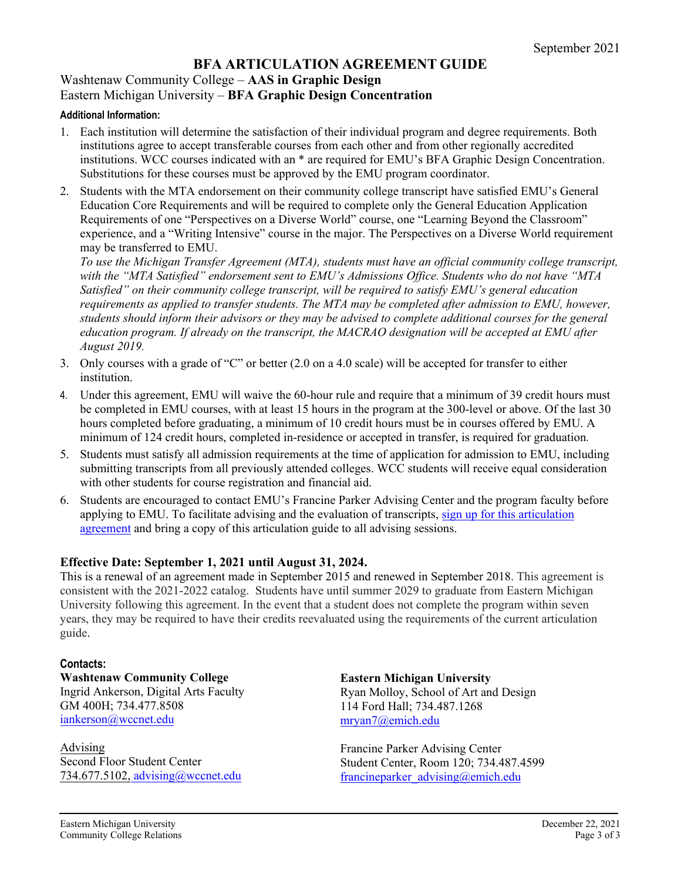September 2021

# BFA ARTICULATION AGREEMENT GUIDE

Washtenaw Community College – **AAS in Graphic Design**
Eastern Michigan University – **BFA Graphic Design Concentration**

**Additional Information:**

1. Each institution will determine the satisfaction of their individual program and degree requirements. Both institutions agree to accept transferable courses from each other and from other regionally accredited institutions. WCC courses indicated with an * are required for EMU's BFA Graphic Design Concentration. Substitutions for these courses must be approved by the EMU program coordinator.
2. Students with the MTA endorsement on their community college transcript have satisfied EMU's General Education Core Requirements and will be required to complete only the General Education Application Requirements of one "Perspectives on a Diverse World" course, one "Learning Beyond the Classroom" experience, and a "Writing Intensive" course in the major. The Perspectives on a Diverse World requirement may be transferred to EMU.
   *To use the Michigan Transfer Agreement (MTA), students must have an official community college transcript, with the "MTA Satisfied" endorsement sent to EMU's Admissions Office. Students who do not have "MTA Satisfied" on their community college transcript, will be required to satisfy EMU's general education requirements as applied to transfer students. The MTA may be completed after admission to EMU, however, students should inform their advisors or they may be advised to complete additional courses for the general education program. If already on the transcript, the MACRAO designation will be accepted at EMU after August 2019.*
3. Only courses with a grade of "C" or better (2.0 on a 4.0 scale) will be accepted for transfer to either institution.
4. Under this agreement, EMU will waive the 60-hour rule and require that a minimum of 39 credit hours must be completed in EMU courses, with at least 15 hours in the program at the 300-level or above. Of the last 30 hours completed before graduating, a minimum of 10 credit hours must be in courses offered by EMU. A minimum of 124 credit hours, completed in-residence or accepted in transfer, is required for graduation.
5. Students must satisfy all admission requirements at the time of application for admission to EMU, including submitting transcripts from all previously attended colleges. WCC students will receive equal consideration with other students for course registration and financial aid.
6. Students are encouraged to contact EMU's Francine Parker Advising Center and the program faculty before applying to EMU. To facilitate advising and the evaluation of transcripts, sign up for this articulation agreement and bring a copy of this articulation guide to all advising sessions.

**Effective Date: September 1, 2021 until August 31, 2024.**

This is a renewal of an agreement made in September 2015 and renewed in September 2018. This agreement is consistent with the 2021-2022 catalog. Students have until summer 2029 to graduate from Eastern Michigan University following this agreement. In the event that a student does not complete the program within seven years, they may be required to have their credits reevaluated using the requirements of the current articulation guide.

**Contacts:**

**Washtenaw Community College**
Ingrid Ankerson, Digital Arts Faculty
GM 400H; 734.477.8508
iankerson@wccnet.edu

Advising
Second Floor Student Center
734.677.5102, advising@wccnet.edu

**Eastern Michigan University**
Ryan Molloy, School of Art and Design
114 Ford Hall; 734.487.1268
mryan7@emich.edu

Francine Parker Advising Center
Student Center, Room 120; 734.487.4599
francineparker_advising@emich.edu

Eastern Michigan University
Community College Relations

December 22, 2021